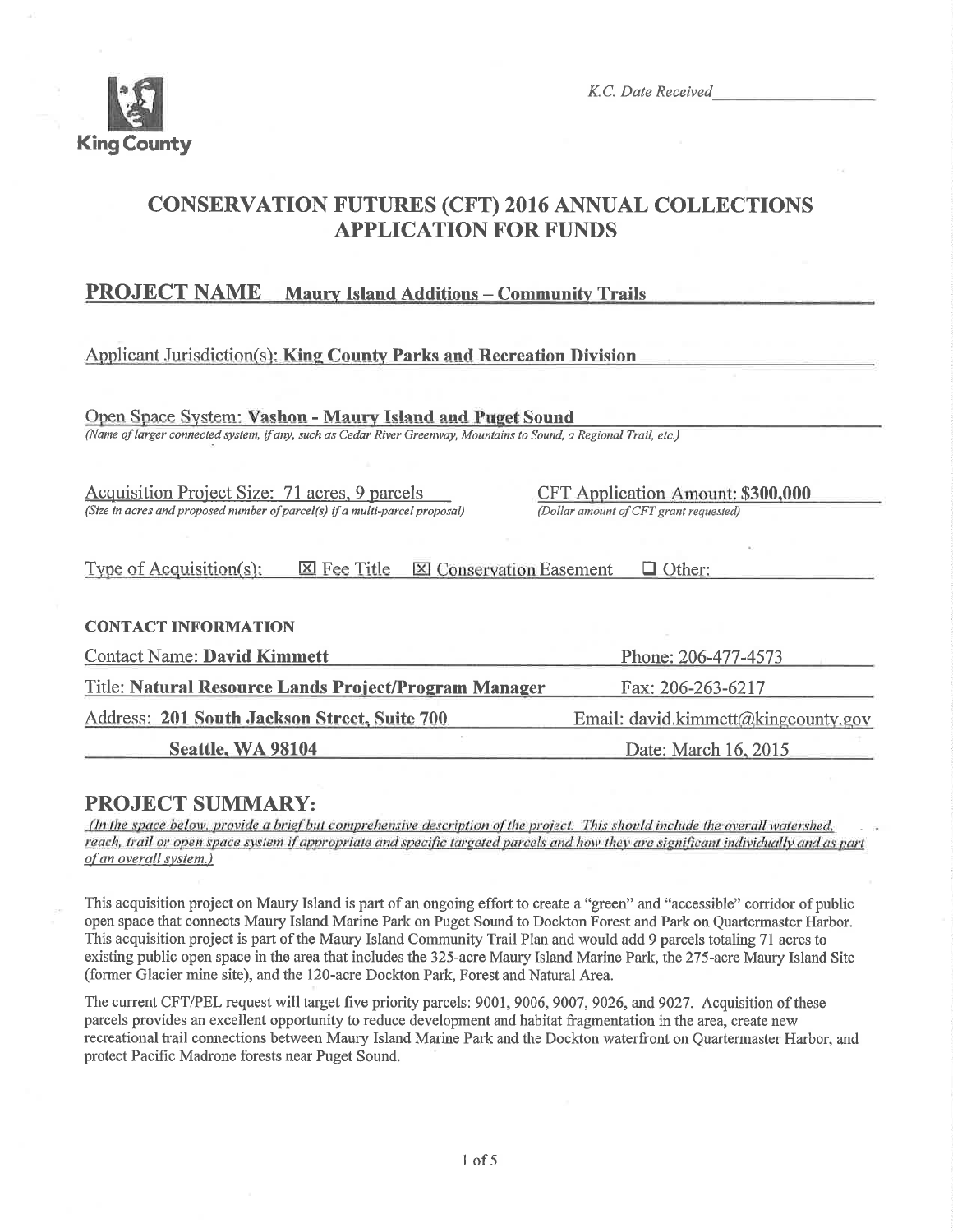King County

*K.C. Date Received*

# CONSERVATION FUTURES (CFT) 2016 ANNUAL COLLECTIONS APPLICATION FOR FUNDS

## PROJECT NAME Maury Island Additions – Community Trails

Applicant Jurisdiction(s): **King County Parks and Recreation Division**

Open Space System: **Vashon - Maury Island and Puget Sound**
*(Name of larger connected system, if any, such as Cedar River Greenway, Mountains to Sound, a Regional Trail, etc.)*

Acquisition Project Size: 71 acres, 9 parcels
*(Size in acres and proposed number of parcel(s) if a multi-parcel proposal)*

CFT Application Amount: **$300,000**
*(Dollar amount of CFT grant requested)*

Type of Acquisition(s): ☒ Fee Title ☒ Conservation Easement ☐ Other:

**CONTACT INFORMATION**

| | |
|---|---|
| Contact Name: **David Kimmett** | Phone: 206-477-4573 |
| Title: **Natural Resource Lands Project/Program Manager** | Fax: 206-263-6217 |
| Address: **201 South Jackson Street, Suite 700** | Email: david.kimmett@kingcounty.gov |
| **Seattle, WA 98104** | Date: March 16, 2015 |

## PROJECT SUMMARY:

*(In the space below, provide a brief but comprehensive description of the project. This should include the overall watershed, reach, trail or open space system if appropriate and specific targeted parcels and how they are significant individually and as part of an overall system.)*

This acquisition project on Maury Island is part of an ongoing effort to create a "green" and "accessible" corridor of public open space that connects Maury Island Marine Park on Puget Sound to Dockton Forest and Park on Quartermaster Harbor. This acquisition project is part of the Maury Island Community Trail Plan and would add 9 parcels totaling 71 acres to existing public open space in the area that includes the 325-acre Maury Island Marine Park, the 275-acre Maury Island Site (former Glacier mine site), and the 120-acre Dockton Park, Forest and Natural Area.

The current CFT/PEL request will target five priority parcels: 9001, 9006, 9007, 9026, and 9027. Acquisition of these parcels provides an excellent opportunity to reduce development and habitat fragmentation in the area, create new recreational trail connections between Maury Island Marine Park and the Dockton waterfront on Quartermaster Harbor, and protect Pacific Madrone forests near Puget Sound.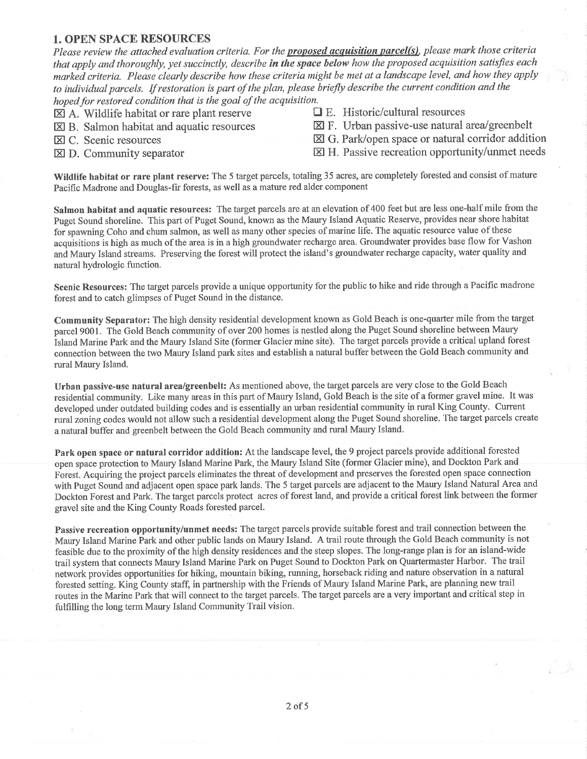## 1. OPEN SPACE RESOURCES

*Please review the attached evaluation criteria. For the* ***proposed acquisition parcel(s)****, please mark those criteria that apply and thoroughly, yet succinctly, describe* ***in the space below*** *how the proposed acquisition satisfies each marked criteria. Please clearly describe how these criteria might be met at a landscape level, and how they apply to individual parcels. If restoration is part of the plan, please briefly describe the current condition and the hoped for restored condition that is the goal of the acquisition.*

- ☒ A. Wildlife habitat or rare plant reserve
- ☒ B. Salmon habitat and aquatic resources
- ☒ C. Scenic resources
- ☒ D. Community separator
- ☐ E. Historic/cultural resources
- ☒ F. Urban passive-use natural area/greenbelt
- ☒ G. Park/open space or natural corridor addition
- ☒ H. Passive recreation opportunity/unmet needs

**Wildlife habitat or rare plant reserve:** The 5 target parcels, totaling 35 acres, are completely forested and consist of mature Pacific Madrone and Douglas-fir forests, as well as a mature red alder component

**Salmon habitat and aquatic resources:** The target parcels are at an elevation of 400 feet but are less one-half mile from the Puget Sound shoreline. This part of Puget Sound, known as the Maury Island Aquatic Reserve, provides near shore habitat for spawning Coho and chum salmon, as well as many other species of marine life. The aquatic resource value of these acquisitions is high as much of the area is in a high groundwater recharge area. Groundwater provides base flow for Vashon and Maury Island streams. Preserving the forest will protect the island's groundwater recharge capacity, water quality and natural hydrologic function.

**Scenic Resources:** The target parcels provide a unique opportunity for the public to hike and ride through a Pacific madrone forest and to catch glimpses of Puget Sound in the distance.

**Community Separator:** The high density residential development known as Gold Beach is one-quarter mile from the target parcel 9001. The Gold Beach community of over 200 homes is nestled along the Puget Sound shoreline between Maury Island Marine Park and the Maury Island Site (former Glacier mine site). The target parcels provide a critical upland forest connection between the two Maury Island park sites and establish a natural buffer between the Gold Beach community and rural Maury Island.

**Urban passive-use natural area/greenbelt:** As mentioned above, the target parcels are very close to the Gold Beach residential community. Like many areas in this part of Maury Island, Gold Beach is the site of a former gravel mine. It was developed under outdated building codes and is essentially an urban residential community in rural King County. Current rural zoning codes would not allow such a residential development along the Puget Sound shoreline. The target parcels create a natural buffer and greenbelt between the Gold Beach community and rural Maury Island.

**Park open space or natural corridor addition:** At the landscape level, the 9 project parcels provide additional forested open space protection to Maury Island Marine Park, the Maury Island Site (former Glacier mine), and Dockton Park and Forest. Acquiring the project parcels eliminates the threat of development and preserves the forested open space connection with Puget Sound and adjacent open space park lands. The 5 target parcels are adjacent to the Maury Island Natural Area and Dockton Forest and Park. The target parcels protect acres of forest land, and provide a critical forest link between the former gravel site and the King County Roads forested parcel.

**Passive recreation opportunity/unmet needs:** The target parcels provide suitable forest and trail connection between the Maury Island Marine Park and other public lands on Maury Island. A trail route through the Gold Beach community is not feasible due to the proximity of the high density residences and the steep slopes. The long-range plan is for an island-wide trail system that connects Maury Island Marine Park on Puget Sound to Dockton Park on Quartermaster Harbor. The trail network provides opportunities for hiking, mountain biking, running, horseback riding and nature observation in a natural forested setting. King County staff, in partnership with the Friends of Maury Island Marine Park, are planning new trail routes in the Marine Park that will connect to the target parcels. The target parcels are a very important and critical step in fulfilling the long term Maury Island Community Trail vision.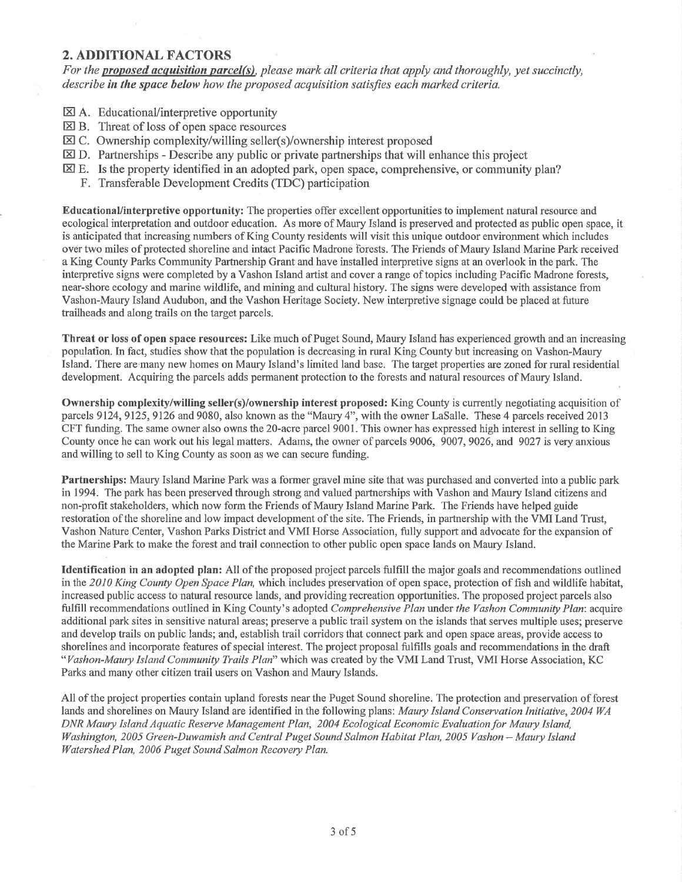## 2. ADDITIONAL FACTORS

*For the* ***proposed acquisition parcel(s)****, please mark all criteria that apply and thoroughly, yet succinctly, describe* ***in the space below*** *how the proposed acquisition satisfies each marked criteria.*

- ☒ A. Educational/interpretive opportunity
- ☒ B. Threat of loss of open space resources
- ☒ C. Ownership complexity/willing seller(s)/ownership interest proposed
- ☒ D. Partnerships - Describe any public or private partnerships that will enhance this project
- ☒ E. Is the property identified in an adopted park, open space, comprehensive, or community plan?
- F. Transferable Development Credits (TDC) participation

**Educational/interpretive opportunity:** The properties offer excellent opportunities to implement natural resource and ecological interpretation and outdoor education. As more of Maury Island is preserved and protected as public open space, it is anticipated that increasing numbers of King County residents will visit this unique outdoor environment which includes over two miles of protected shoreline and intact Pacific Madrone forests. The Friends of Maury Island Marine Park received a King County Parks Community Partnership Grant and have installed interpretive signs at an overlook in the park. The interpretive signs were completed by a Vashon Island artist and cover a range of topics including Pacific Madrone forests, near-shore ecology and marine wildlife, and mining and cultural history. The signs were developed with assistance from Vashon-Maury Island Audubon, and the Vashon Heritage Society. New interpretive signage could be placed at future trailheads and along trails on the target parcels.

**Threat or loss of open space resources:** Like much of Puget Sound, Maury Island has experienced growth and an increasing population. In fact, studies show that the population is decreasing in rural King County but increasing on Vashon-Maury Island. There are many new homes on Maury Island's limited land base. The target properties are zoned for rural residential development. Acquiring the parcels adds permanent protection to the forests and natural resources of Maury Island.

**Ownership complexity/willing seller(s)/ownership interest proposed:** King County is currently negotiating acquisition of parcels 9124, 9125, 9126 and 9080, also known as the "Maury 4", with the owner LaSalle. These 4 parcels received 2013 CFT funding. The same owner also owns the 20-acre parcel 9001. This owner has expressed high interest in selling to King County once he can work out his legal matters. Adams, the owner of parcels 9006, 9007, 9026, and 9027 is very anxious and willing to sell to King County as soon as we can secure funding.

**Partnerships:** Maury Island Marine Park was a former gravel mine site that was purchased and converted into a public park in 1994. The park has been preserved through strong and valued partnerships with Vashon and Maury Island citizens and non-profit stakeholders, which now form the Friends of Maury Island Marine Park. The Friends have helped guide restoration of the shoreline and low impact development of the site. The Friends, in partnership with the VMI Land Trust, Vashon Nature Center, Vashon Parks District and VMI Horse Association, fully support and advocate for the expansion of the Marine Park to make the forest and trail connection to other public open space lands on Maury Island.

**Identification in an adopted plan:** All of the proposed project parcels fulfill the major goals and recommendations outlined in the *2010 King County Open Space Plan,* which includes preservation of open space, protection of fish and wildlife habitat, increased public access to natural resource lands, and providing recreation opportunities. The proposed project parcels also fulfill recommendations outlined in King County's adopted *Comprehensive Plan* under *the Vashon Community Plan*: acquire additional park sites in sensitive natural areas; preserve a public trail system on the islands that serves multiple uses; preserve and develop trails on public lands; and, establish trail corridors that connect park and open space areas, provide access to shorelines and incorporate features of special interest. The project proposal fulfills goals and recommendations in the draft "*Vashon-Maury Island Community Trails Plan*" which was created by the VMI Land Trust, VMI Horse Association, KC Parks and many other citizen trail users on Vashon and Maury Islands.

All of the project properties contain upland forests near the Puget Sound shoreline. The protection and preservation of forest lands and shorelines on Maury Island are identified in the following plans: *Maury Island Conservation Initiative, 2004 WA DNR Maury Island Aquatic Reserve Management Plan, 2004 Ecological Economic Evaluation for Maury Island, Washington, 2005 Green-Duwamish and Central Puget Sound Salmon Habitat Plan, 2005 Vashon – Maury Island Watershed Plan, 2006 Puget Sound Salmon Recovery Plan.*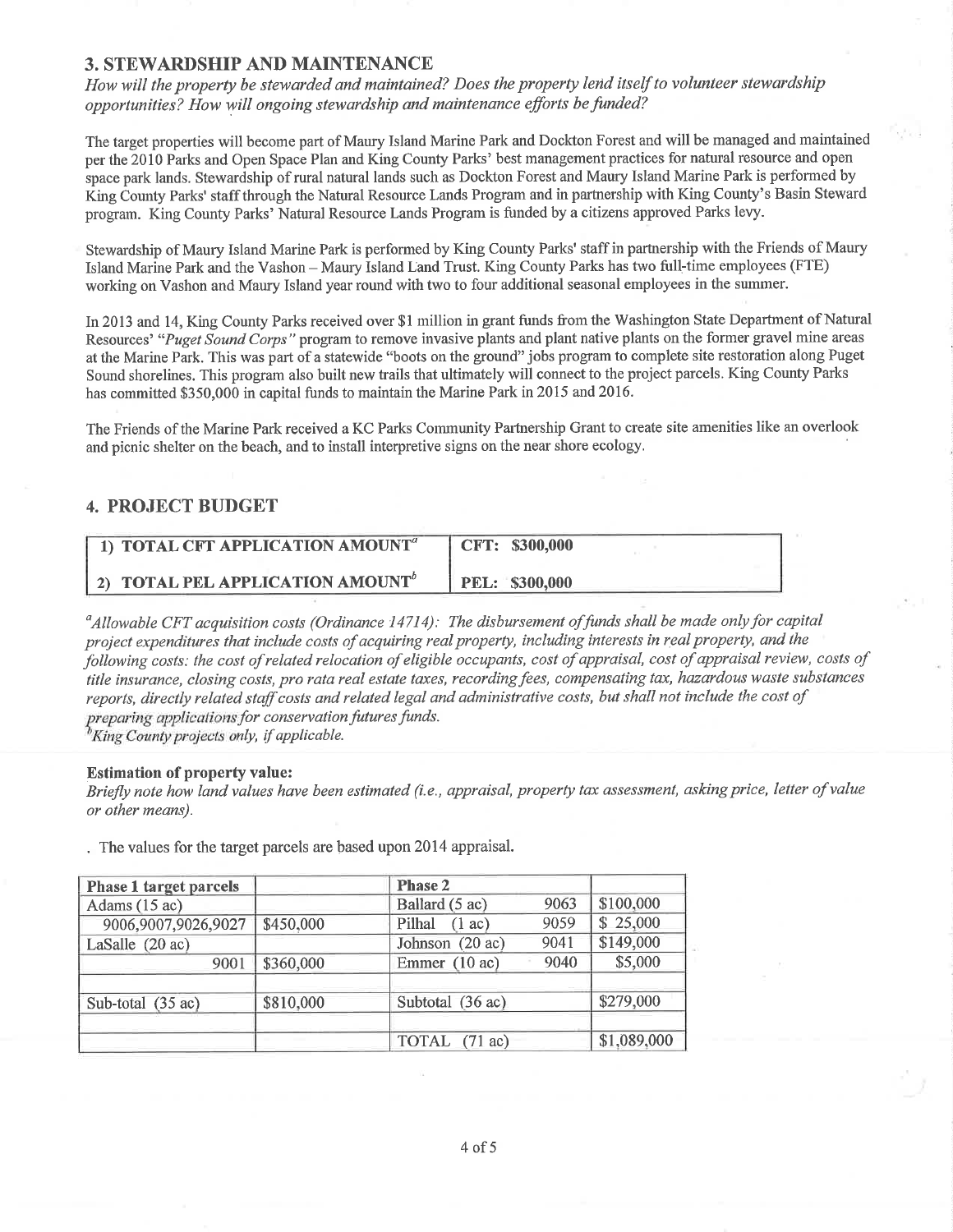## 3. STEWARDSHIP AND MAINTENANCE

*How will the property be stewarded and maintained? Does the property lend itself to volunteer stewardship opportunities? How will ongoing stewardship and maintenance efforts be funded?*

The target properties will become part of Maury Island Marine Park and Dockton Forest and will be managed and maintained per the 2010 Parks and Open Space Plan and King County Parks' best management practices for natural resource and open space park lands. Stewardship of rural natural lands such as Dockton Forest and Maury Island Marine Park is performed by King County Parks' staff through the Natural Resource Lands Program and in partnership with King County's Basin Steward program. King County Parks' Natural Resource Lands Program is funded by a citizens approved Parks levy.

Stewardship of Maury Island Marine Park is performed by King County Parks' staff in partnership with the Friends of Maury Island Marine Park and the Vashon – Maury Island Land Trust. King County Parks has two full-time employees (FTE) working on Vashon and Maury Island year round with two to four additional seasonal employees in the summer.

In 2013 and 14, King County Parks received over $1 million in grant funds from the Washington State Department of Natural Resources' "*Puget Sound Corps*" program to remove invasive plants and plant native plants on the former gravel mine areas at the Marine Park. This was part of a statewide "boots on the ground" jobs program to complete site restoration along Puget Sound shorelines. This program also built new trails that ultimately will connect to the project parcels. King County Parks has committed $350,000 in capital funds to maintain the Marine Park in 2015 and 2016.

The Friends of the Marine Park received a KC Parks Community Partnership Grant to create site amenities like an overlook and picnic shelter on the beach, and to install interpretive signs on the near shore ecology.

## 4. PROJECT BUDGET

| | |
|---|---|
| **1) TOTAL CFT APPLICATION AMOUNT[a]** | **CFT: $300,000** |
| **2) TOTAL PEL APPLICATION AMOUNT[b]** | **PEL: $300,000** |

[a]*Allowable CFT acquisition costs (Ordinance 14714): The disbursement of funds shall be made only for capital project expenditures that include costs of acquiring real property, including interests in real property, and the following costs: the cost of related relocation of eligible occupants, cost of appraisal, cost of appraisal review, costs of title insurance, closing costs, pro rata real estate taxes, recording fees, compensating tax, hazardous waste substances reports, directly related staff costs and related legal and administrative costs, but shall not include the cost of preparing applications for conservation futures funds.*

[b]*King County projects only, if applicable.*

**Estimation of property value:**

*Briefly note how land values have been estimated (i.e., appraisal, property tax assessment, asking price, letter of value or other means).*

. The values for the target parcels are based upon 2014 appraisal.

| Phase 1 target parcels | | Phase 2 | | |
|---|---|---|---|---|
| Adams (15 ac) | | Ballard (5 ac) | 9063 | $100,000 |
| 9006,9007,9026,9027 | $450,000 | Pilhal (1 ac) | 9059 | $ 25,000 |
| LaSalle (20 ac) | | Johnson (20 ac) | 9041 | $149,000 |
| 9001 | $360,000 | Emmer (10 ac) | 9040 | $5,000 |
| | | | | |
| Sub-total (35 ac) | $810,000 | Subtotal (36 ac) | | $279,000 |
| | | | | |
| | | TOTAL (71 ac) | | $1,089,000 |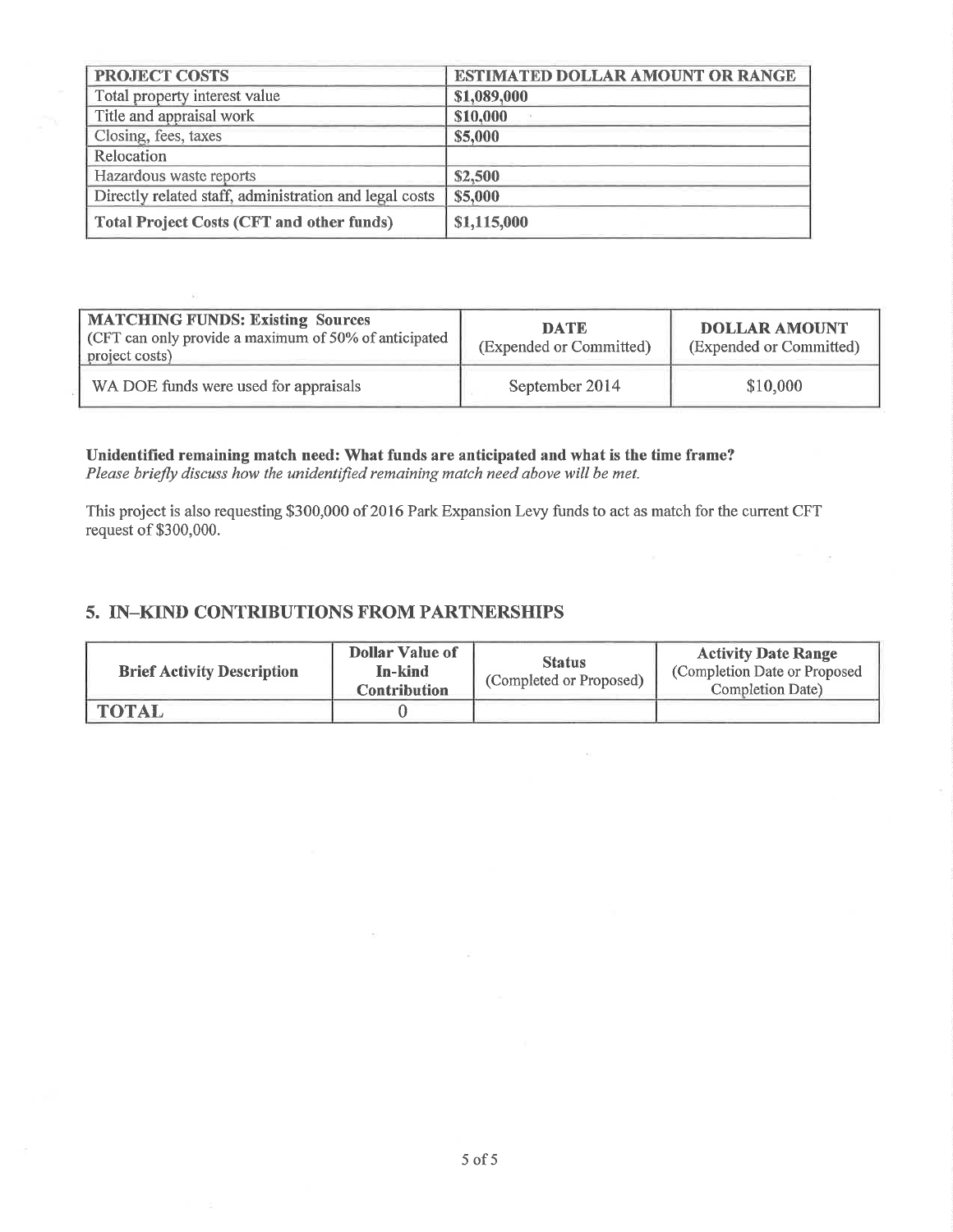| PROJECT COSTS | ESTIMATED DOLLAR AMOUNT OR RANGE |
| --- | --- |
| Total property interest value | **$1,089,000** |
| Title and appraisal work | **$10,000** |
| Closing, fees, taxes | **$5,000** |
| Relocation | |
| Hazardous waste reports | **$2,500** |
| Directly related staff, administration and legal costs | **$5,000** |
| **Total Project Costs (CFT and other funds)** | **$1,115,000** |

| **MATCHING FUNDS: Existing Sources** (CFT can only provide a maximum of 50% of anticipated project costs) | **DATE** (Expended or Committed) | **DOLLAR AMOUNT** (Expended or Committed) |
| --- | --- | --- |
| WA DOE funds were used for appraisals | September 2014 | $10,000 |

**Unidentified remaining match need: What funds are anticipated and what is the time frame?**
*Please briefly discuss how the unidentified remaining match need above will be met.*

This project is also requesting $300,000 of 2016 Park Expansion Levy funds to act as match for the current CFT request of $300,000.

## 5. IN-KIND CONTRIBUTIONS FROM PARTNERSHIPS

| Brief Activity Description | Dollar Value of In-kind Contribution | Status (Completed or Proposed) | Activity Date Range (Completion Date or Proposed Completion Date) |
| --- | --- | --- | --- |
| **TOTAL** | 0 | | |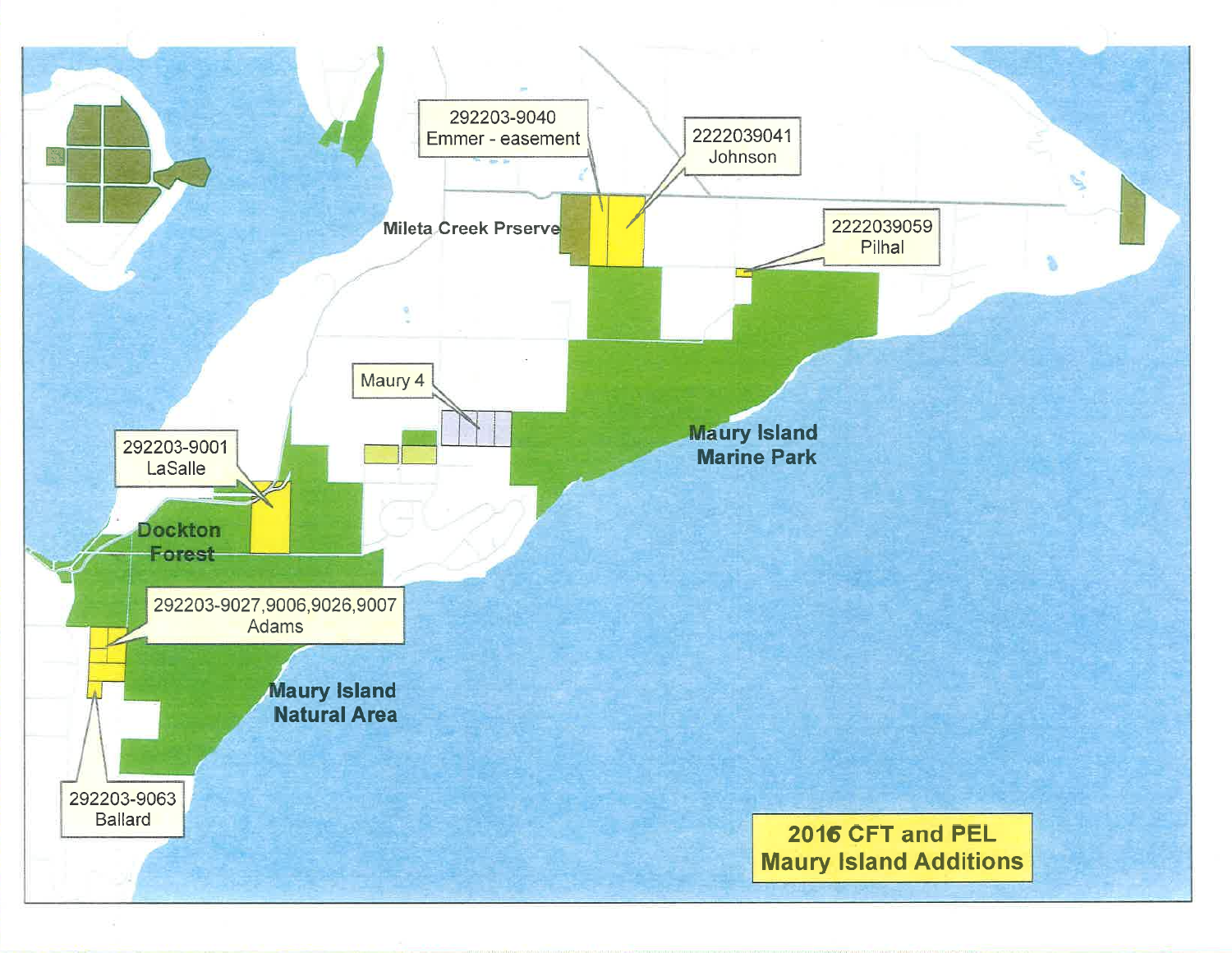# 2016 CFT and PEL Maury Island Additions

292203-9040
Emmer - easement

2222039041
Johnson

Mileta Creek Prserve

2222039059
Pilhal

Maury 4

Maury Island
Marine Park

292203-9001
LaSalle

Dockton
Forest

292203-9027,9006,9026,9007
Adams

Maury Island
Natural Area

292203-9063
Ballard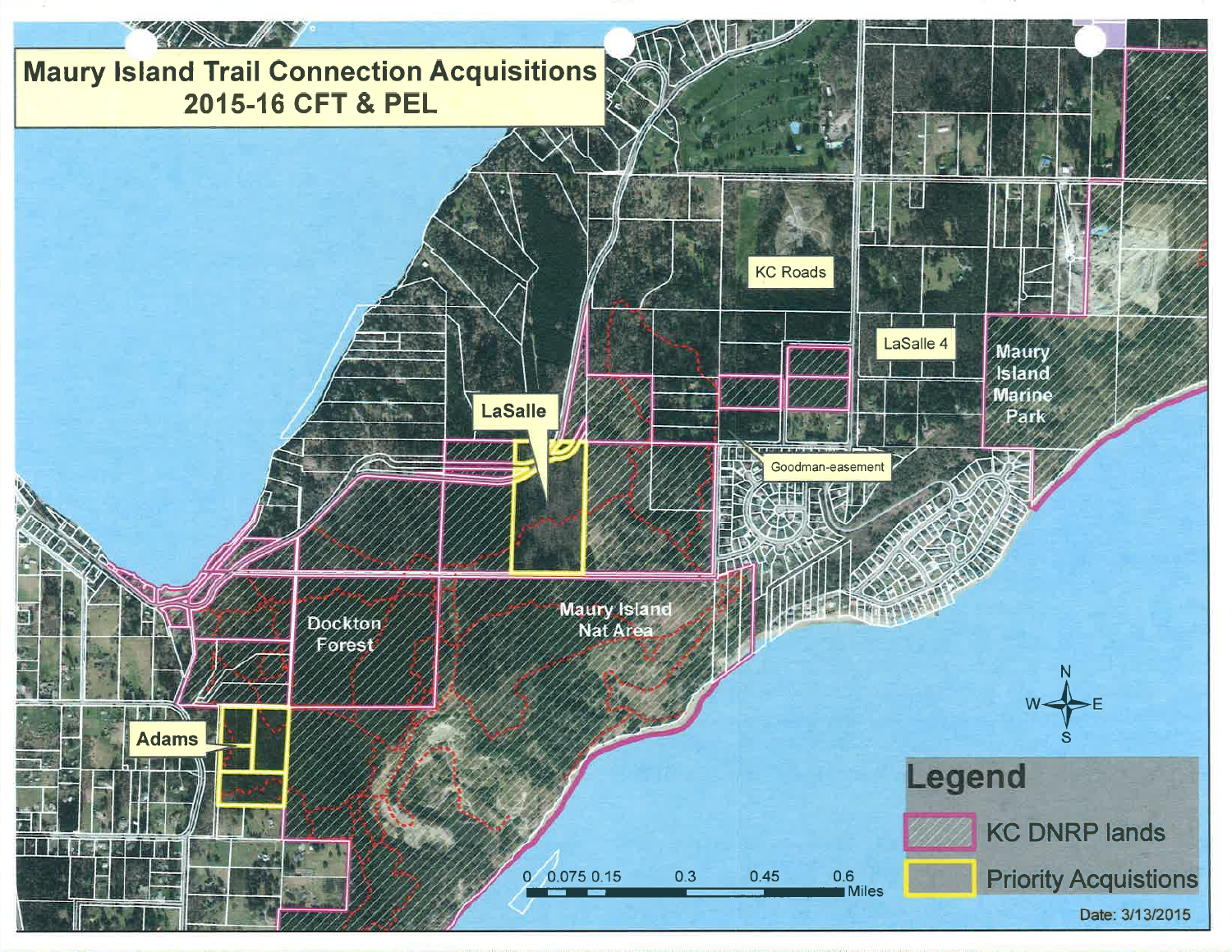# Maury Island Trail Connection Acquisitions 2015-16 CFT & PEL

KC Roads

LaSalle 4

Maury Island Marine Park

LaSalle

Goodman-easement

Dockton Forest

Maury Island Nat Area

Adams

0 0.075 0.15 0.3 0.45 0.6 Miles

**Legend**

- KC DNRP lands
- Priority Acquistions

Date: 3/13/2015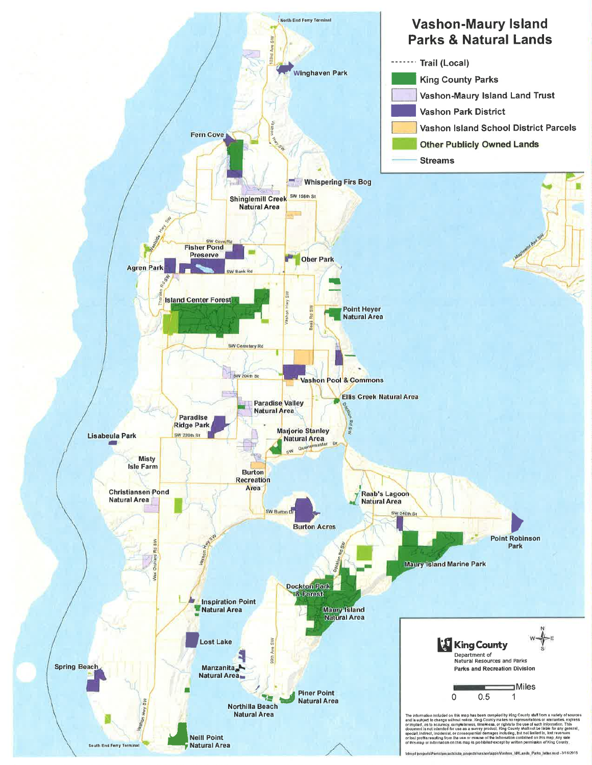# Vashon-Maury Island Parks & Natural Lands

- Trail (Local)
- King County Parks
- Vashon-Maury Island Land Trust
- Vashon Park District
- Vashon Island School District Parcels
- Other Publicly Owned Lands
- Streams

North End Ferry Terminal

103rd Ave SW

Winghaven Park

Vashon Hwy SW

Fern Cove

Whispering Firs Bog

Shinglemill Creek Natural Area

SW 156th St

Westside Hwy SW

SW Cove Rd

Fisher Pond Preserve

Ober Park

Agren Park

SW Bank Rd

Thorsen Rd SW

Island Center Forest

Vashon Hwy SW

Beall Rd SW

Point Heyer Natural Area

SW Cemetery Rd

SW 204th St

Vashon Pool & Commons

Ellis Creek Natural Area

Paradise Valley Natural Area

Paradise Ridge Park

Dockton Rd SW

Lisabeula Park

SW 220th St

Marjorie Stanley Natural Area

SW Quartermaster Dr

Misty Isle Farm

Burton Recreation Area

Christiansen Pond Natural Area

Raab's Lagoon Natural Area

SW Burton Dr

SW 240th St

Burton Acres

Point Robinson Park

Wax Orchard Rd SW

Vashon Hwy SW

Dockton Rd SW

Maury Island Marine Park

Dockton Park & Forest

Inspiration Point Natural Area

Maury Island Natural Area

Lost Lake

99th Ave SW

Spring Beach

Manzanita Natural Area

Piner Point Natural Area

Northilla Beach Natural Area

Vashon Hwy SW

Neill Point Natural Area

South End Ferry Terminal

Marjesthe Ave SW

King County

Department of Natural Resources and Parks

Parks and Recreation Division

N

W E

S

Miles

0 0.5 1

The information included on this map has been compiled by King County staff from a variety of sources and is subject to change without notice. King County makes no representations or warranties, express or implied, as to accuracy, completeness, timeliness, or rights to the use of such information. This document is not intended for use as a survey product. King County shall not be liable for any general, special, indirect, incidental, or consequential damages including, but not limited to, lost revenues or lost profits resulting from the use or misuse of the information contained on this map. Any sale of this map or information on this map is prohibited except by written permission of King County.

\dnrp1\projects\Parks\projects\site_projects\vashon\apps\Vashon_NRLands_Parks_letter.mxd - 3/18/2015